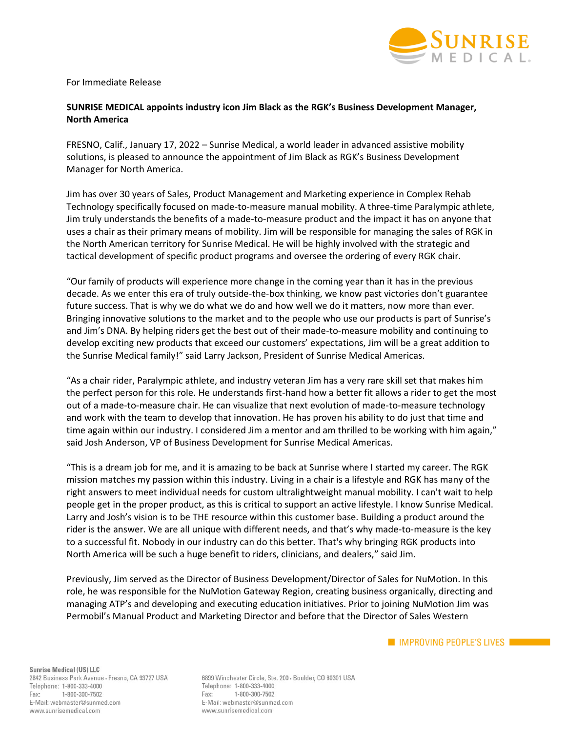For Immediate Release

**SUNRISE MEDICAL appoints industry icon Jim Black as the RGK's Business Development Manager, North America**

FRESNO, Calif., January 17, 2022 – Sunrise Medical, a world leader in advanced assistive mobility solutions, is pleased to announce the appointment of Jim Black as RGK's Business Development Manager for North America.

Jim has over 30 years of Sales, Product Management and Marketing experience in Complex Rehab Technology specifically focused on made-to-measure manual mobility. A three-time Paralympic athlete, Jim truly understands the benefits of a made-to-measure product and the impact it has on anyone that uses a chair as their primary means of mobility. Jim will be responsible for managing the sales of RGK in the North American territory for Sunrise Medical. He will be highly involved with the strategic and tactical development of specific product programs and oversee the ordering of every RGK chair.

"Our family of products will experience more change in the coming year than it has in the previous decade. As we enter this era of truly outside-the-box thinking, we know past victories don't guarantee future success. That is why we do what we do and how well we do it matters, now more than ever. Bringing innovative solutions to the market and to the people who use our products is part of Sunrise's and Jim's DNA. By helping riders get the best out of their made-to-measure mobility and continuing to develop exciting new products that exceed our customers' expectations, Jim will be a great addition to the Sunrise Medical family!" said Larry Jackson, President of Sunrise Medical Americas.

"As a chair rider, Paralympic athlete, and industry veteran Jim has a very rare skill set that makes him the perfect person for this role. He understands first-hand how a better fit allows a rider to get the most out of a made-to-measure chair. He can visualize that next evolution of made-to-measure technology and work with the team to develop that innovation. He has proven his ability to do just that time and time again within our industry. I considered Jim a mentor and am thrilled to be working with him again," said Josh Anderson, VP of Business Development for Sunrise Medical Americas.

"This is a dream job for me, and it is amazing to be back at Sunrise where I started my career. The RGK mission matches my passion within this industry. Living in a chair is a lifestyle and RGK has many of the right answers to meet individual needs for custom ultralightweight manual mobility. I can't wait to help people get in the proper product, as this is critical to support an active lifestyle. I know Sunrise Medical. Larry and Josh's vision is to be THE resource within this customer base. Building a product around the rider is the answer. We are all unique with different needs, and that's why made-to-measure is the key to a successful fit. Nobody in our industry can do this better. That's why bringing RGK products into North America will be such a huge benefit to riders, clinicians, and dealers," said Jim.

Previously, Jim served as the Director of Business Development/Director of Sales for NuMotion. In this role, he was responsible for the NuMotion Gateway Region, creating business organically, directing and managing ATP's and developing and executing education initiatives. Prior to joining NuMotion Jim was Permobil's Manual Product and Marketing Director and before that the Director of Sales Western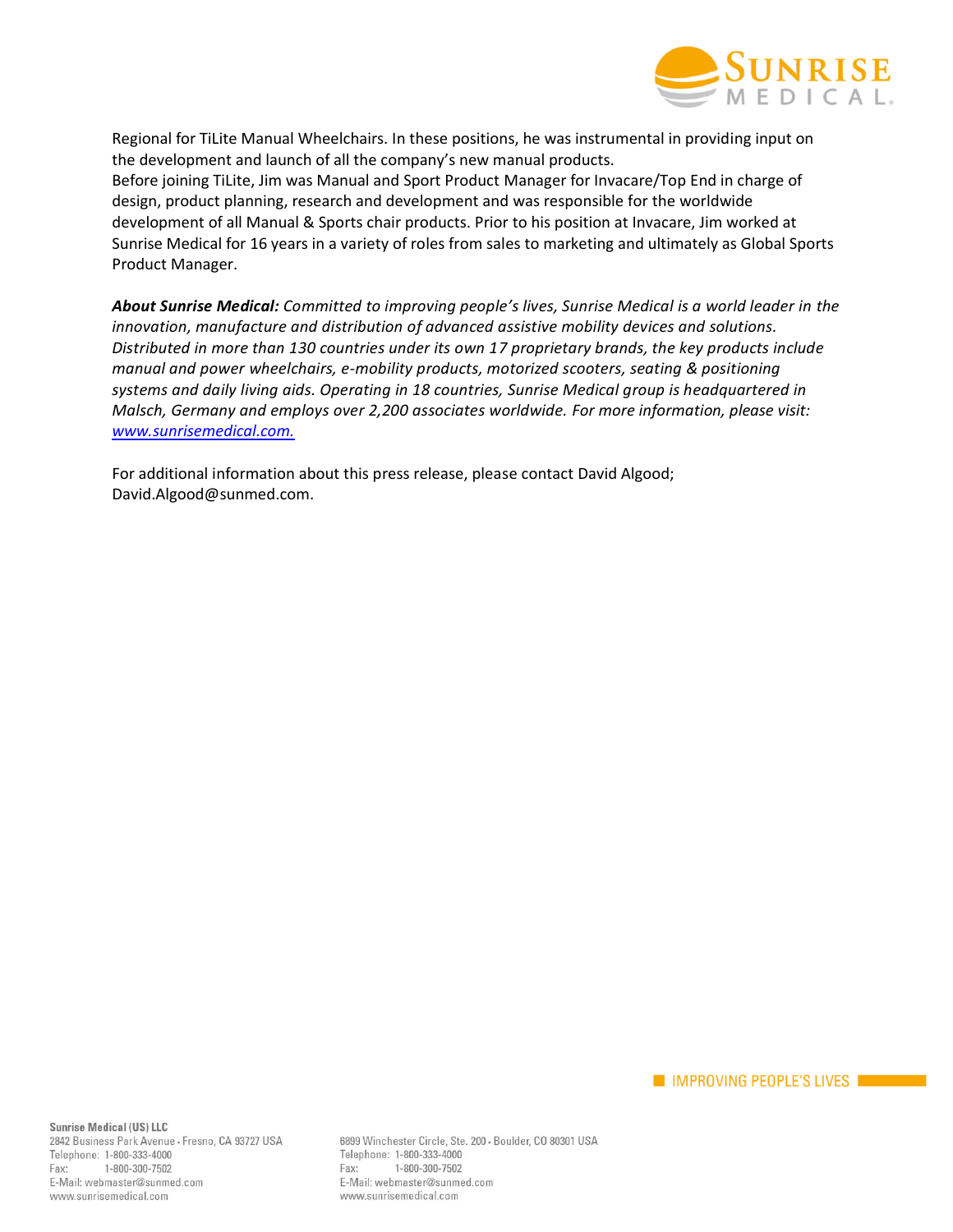Regional for TiLite Manual Wheelchairs. In these positions, he was instrumental in providing input on the development and launch of all the company's new manual products.
Before joining TiLite, Jim was Manual and Sport Product Manager for Invacare/Top End in charge of design, product planning, research and development and was responsible for the worldwide development of all Manual & Sports chair products. Prior to his position at Invacare, Jim worked at Sunrise Medical for 16 years in a variety of roles from sales to marketing and ultimately as Global Sports Product Manager.

***About Sunrise Medical:*** *Committed to improving people's lives, Sunrise Medical is a world leader in the innovation, manufacture and distribution of advanced assistive mobility devices and solutions. Distributed in more than 130 countries under its own 17 proprietary brands, the key products include manual and power wheelchairs, e-mobility products, motorized scooters, seating & positioning systems and daily living aids. Operating in 18 countries, Sunrise Medical group is headquartered in Malsch, Germany and employs over 2,200 associates worldwide. For more information, please visit: [www.sunrisemedical.com.](http://www.sunrisemedical.com)*

For additional information about this press release, please contact David Algood; David.Algood@sunmed.com.